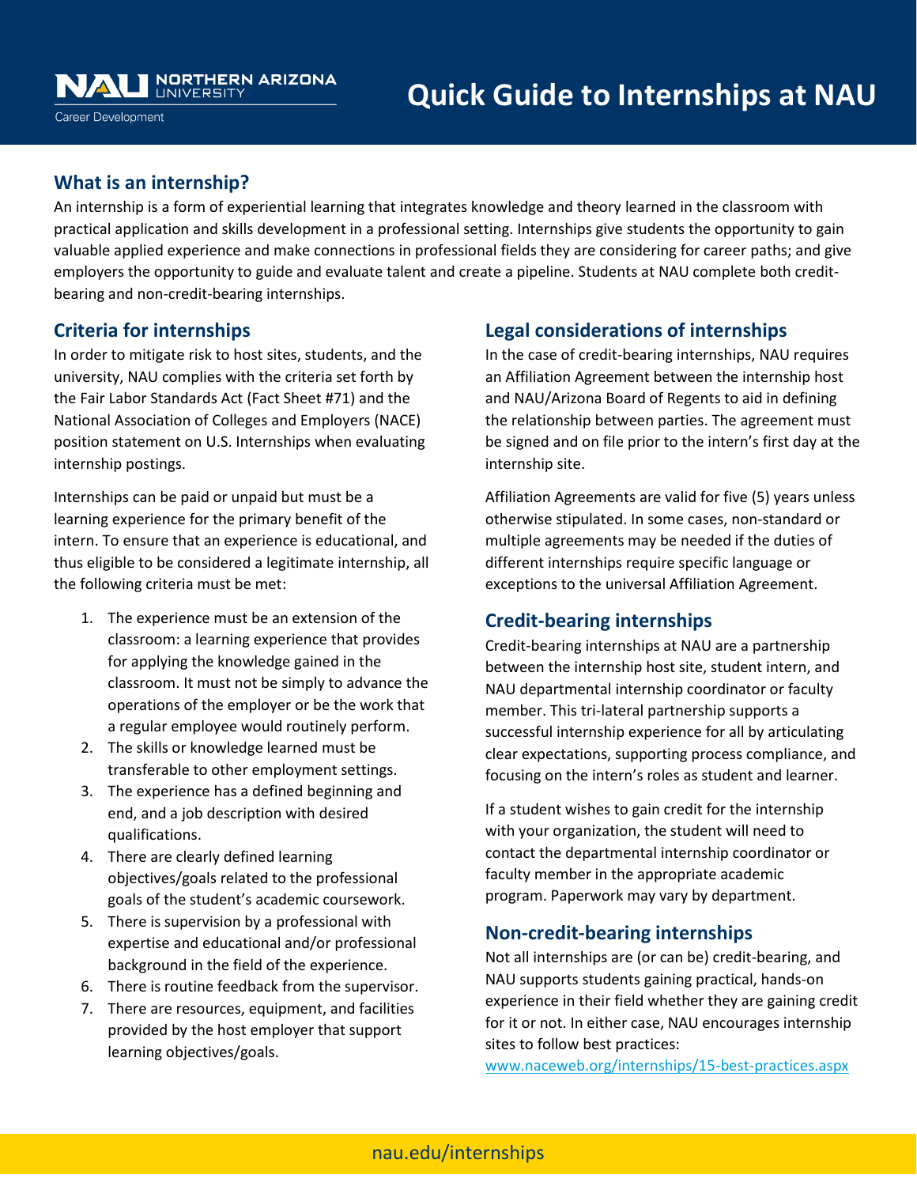NORTHERN ARIZONA UNIVERSITY

Career Development

# Quick Guide to Internships at NAU

## What is an internship?

An internship is a form of experiential learning that integrates knowledge and theory learned in the classroom with practical application and skills development in a professional setting. Internships give students the opportunity to gain valuable applied experience and make connections in professional fields they are considering for career paths; and give employers the opportunity to guide and evaluate talent and create a pipeline. Students at NAU complete both credit-bearing and non-credit-bearing internships.

## Criteria for internships

In order to mitigate risk to host sites, students, and the university, NAU complies with the criteria set forth by the Fair Labor Standards Act (Fact Sheet #71) and the National Association of Colleges and Employers (NACE) position statement on U.S. Internships when evaluating internship postings.

Internships can be paid or unpaid but must be a learning experience for the primary benefit of the intern. To ensure that an experience is educational, and thus eligible to be considered a legitimate internship, all the following criteria must be met:

1. The experience must be an extension of the classroom: a learning experience that provides for applying the knowledge gained in the classroom. It must not be simply to advance the operations of the employer or be the work that a regular employee would routinely perform.
2. The skills or knowledge learned must be transferable to other employment settings.
3. The experience has a defined beginning and end, and a job description with desired qualifications.
4. There are clearly defined learning objectives/goals related to the professional goals of the student's academic coursework.
5. There is supervision by a professional with expertise and educational and/or professional background in the field of the experience.
6. There is routine feedback from the supervisor.
7. There are resources, equipment, and facilities provided by the host employer that support learning objectives/goals.

## Legal considerations of internships

In the case of credit-bearing internships, NAU requires an Affiliation Agreement between the internship host and NAU/Arizona Board of Regents to aid in defining the relationship between parties. The agreement must be signed and on file prior to the intern's first day at the internship site.

Affiliation Agreements are valid for five (5) years unless otherwise stipulated. In some cases, non-standard or multiple agreements may be needed if the duties of different internships require specific language or exceptions to the universal Affiliation Agreement.

## Credit-bearing internships

Credit-bearing internships at NAU are a partnership between the internship host site, student intern, and NAU departmental internship coordinator or faculty member. This tri-lateral partnership supports a successful internship experience for all by articulating clear expectations, supporting process compliance, and focusing on the intern's roles as student and learner.

If a student wishes to gain credit for the internship with your organization, the student will need to contact the departmental internship coordinator or faculty member in the appropriate academic program. Paperwork may vary by department.

## Non-credit-bearing internships

Not all internships are (or can be) credit-bearing, and NAU supports students gaining practical, hands-on experience in their field whether they are gaining credit for it or not. In either case, NAU encourages internship sites to follow best practices: www.naceweb.org/internships/15-best-practices.aspx

nau.edu/internships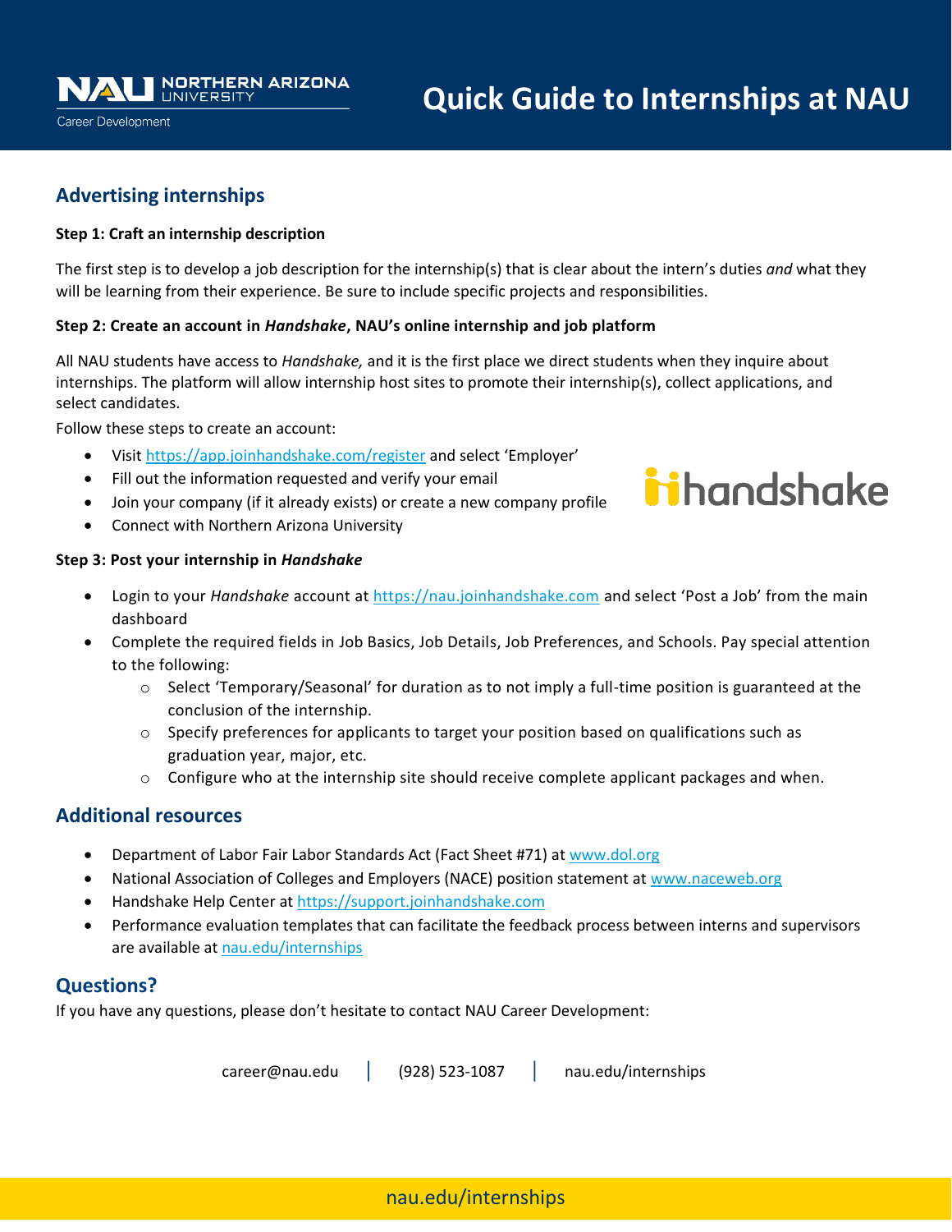NORTHERN ARIZONA UNIVERSITY
Career Development

# Quick Guide to Internships at NAU

## Advertising internships

**Step 1: Craft an internship description**

The first step is to develop a job description for the internship(s) that is clear about the intern's duties *and* what they will be learning from their experience. Be sure to include specific projects and responsibilities.

**Step 2: Create an account in *Handshake*, NAU's online internship and job platform**

All NAU students have access to *Handshake,* and it is the first place we direct students when they inquire about internships. The platform will allow internship host sites to promote their internship(s), collect applications, and select candidates.

Follow these steps to create an account:

- Visit https://app.joinhandshake.com/register and select 'Employer'
- Fill out the information requested and verify your email
- Join your company (if it already exists) or create a new company profile
- Connect with Northern Arizona University

**Step 3: Post your internship in *Handshake***

- Login to your *Handshake* account at https://nau.joinhandshake.com and select 'Post a Job' from the main dashboard
- Complete the required fields in Job Basics, Job Details, Job Preferences, and Schools. Pay special attention to the following:
  - Select 'Temporary/Seasonal' for duration as to not imply a full-time position is guaranteed at the conclusion of the internship.
  - Specify preferences for applicants to target your position based on qualifications such as graduation year, major, etc.
  - Configure who at the internship site should receive complete applicant packages and when.

## Additional resources

- Department of Labor Fair Labor Standards Act (Fact Sheet #71) at www.dol.org
- National Association of Colleges and Employers (NACE) position statement at www.naceweb.org
- Handshake Help Center at https://support.joinhandshake.com
- Performance evaluation templates that can facilitate the feedback process between interns and supervisors are available at nau.edu/internships

## Questions?

If you have any questions, please don't hesitate to contact NAU Career Development:

career@nau.edu | (928) 523-1087 | nau.edu/internships

nau.edu/internships